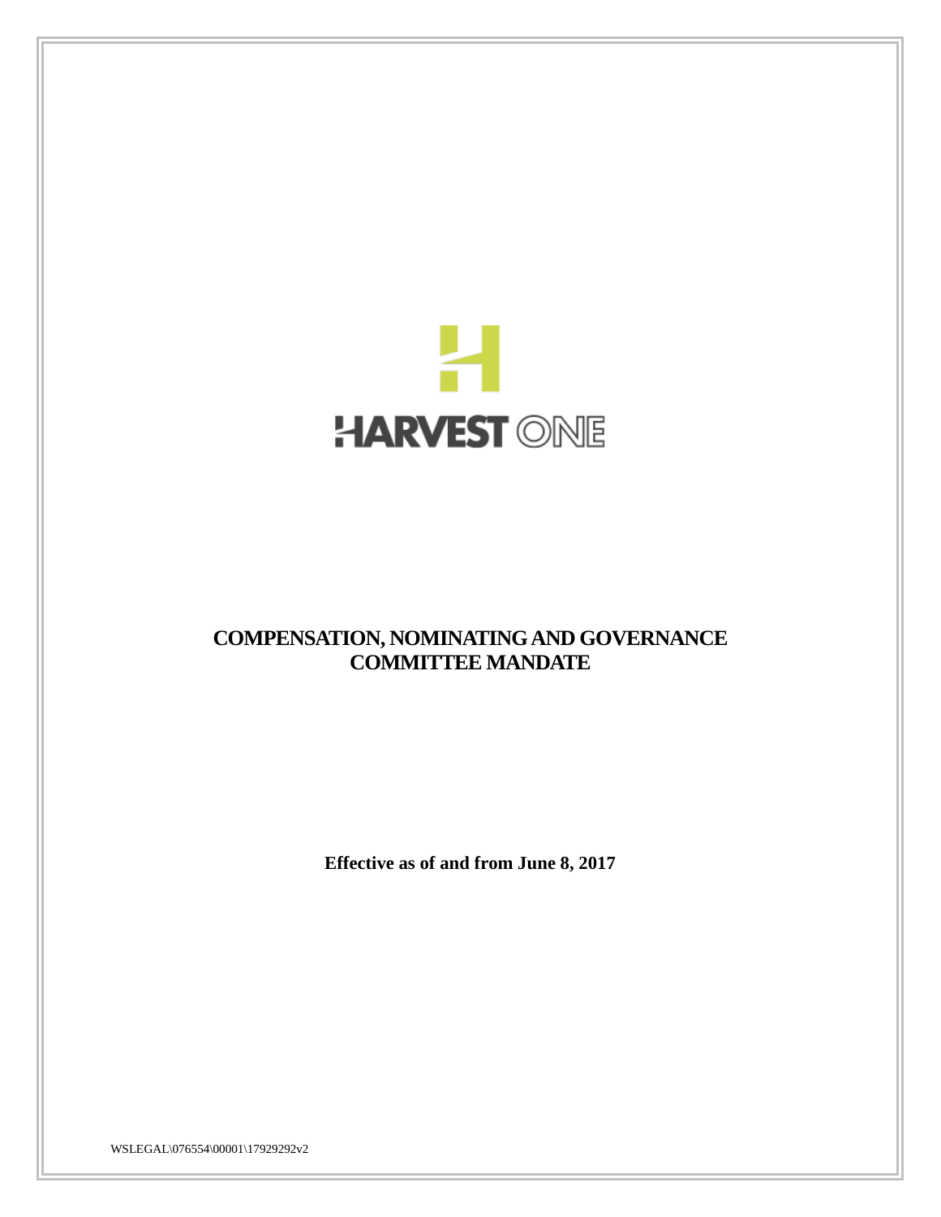HARVEST ONE

# COMPENSATION, NOMINATING AND GOVERNANCE COMMITTEE MANDATE

**Effective as of and from June 8, 2017**

WSLEGAL\076554\00001\17929292v2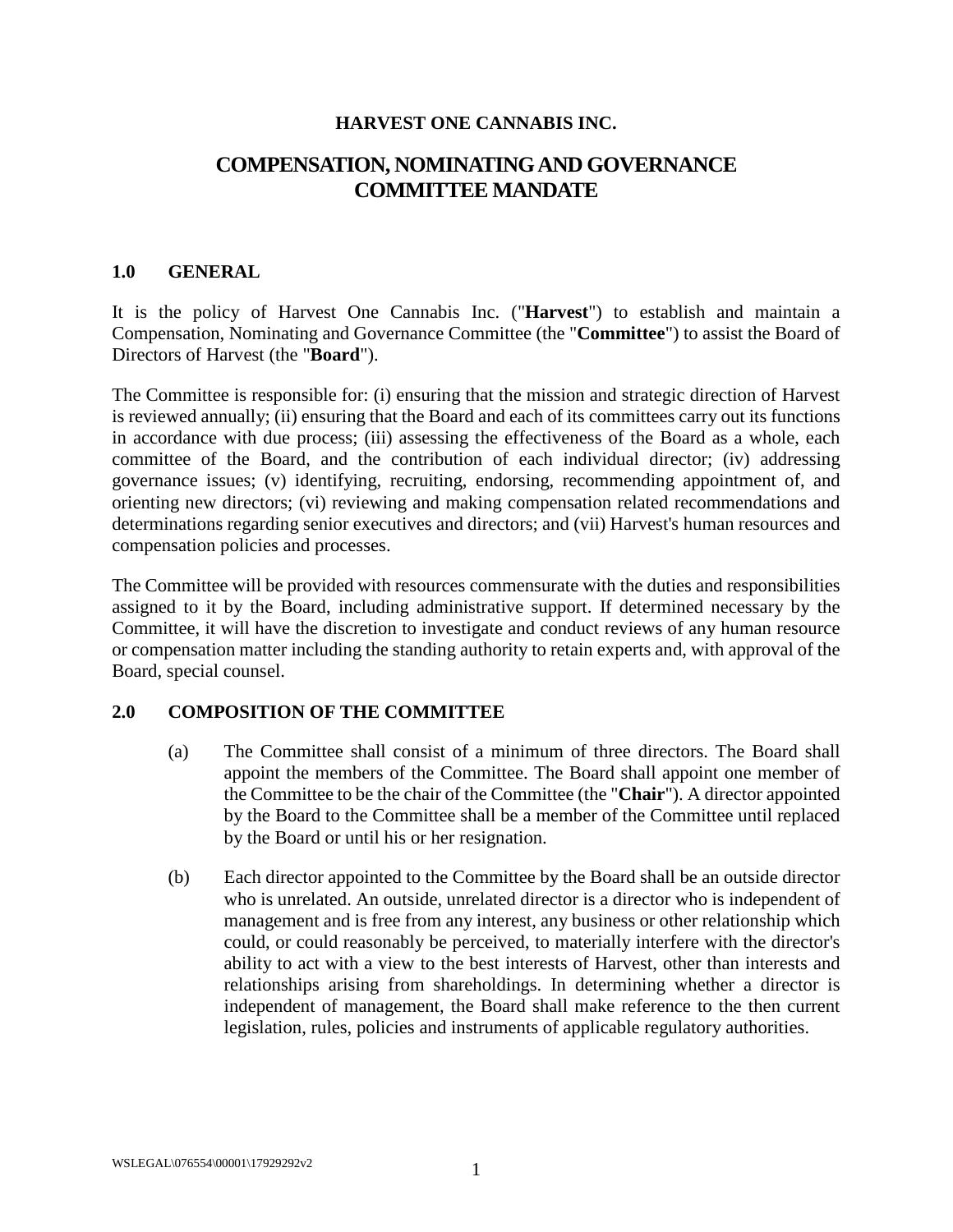**HARVEST ONE CANNABIS INC.**

# COMPENSATION, NOMINATING AND GOVERNANCE COMMITTEE MANDATE

## 1.0 GENERAL

It is the policy of Harvest One Cannabis Inc. ("**Harvest**") to establish and maintain a Compensation, Nominating and Governance Committee (the "**Committee**") to assist the Board of Directors of Harvest (the "**Board**").

The Committee is responsible for: (i) ensuring that the mission and strategic direction of Harvest is reviewed annually; (ii) ensuring that the Board and each of its committees carry out its functions in accordance with due process; (iii) assessing the effectiveness of the Board as a whole, each committee of the Board, and the contribution of each individual director; (iv) addressing governance issues; (v) identifying, recruiting, endorsing, recommending appointment of, and orienting new directors; (vi) reviewing and making compensation related recommendations and determinations regarding senior executives and directors; and (vii) Harvest's human resources and compensation policies and processes.

The Committee will be provided with resources commensurate with the duties and responsibilities assigned to it by the Board, including administrative support. If determined necessary by the Committee, it will have the discretion to investigate and conduct reviews of any human resource or compensation matter including the standing authority to retain experts and, with approval of the Board, special counsel.

## 2.0 COMPOSITION OF THE COMMITTEE

(a) The Committee shall consist of a minimum of three directors. The Board shall appoint the members of the Committee. The Board shall appoint one member of the Committee to be the chair of the Committee (the "**Chair**"). A director appointed by the Board to the Committee shall be a member of the Committee until replaced by the Board or until his or her resignation.

(b) Each director appointed to the Committee by the Board shall be an outside director who is unrelated. An outside, unrelated director is a director who is independent of management and is free from any interest, any business or other relationship which could, or could reasonably be perceived, to materially interfere with the director's ability to act with a view to the best interests of Harvest, other than interests and relationships arising from shareholdings. In determining whether a director is independent of management, the Board shall make reference to the then current legislation, rules, policies and instruments of applicable regulatory authorities.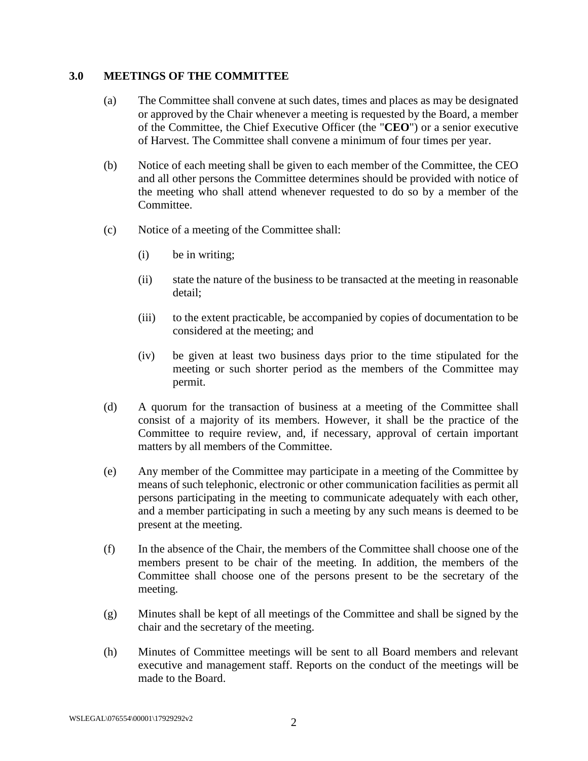## 3.0 MEETINGS OF THE COMMITTEE

(a) The Committee shall convene at such dates, times and places as may be designated or approved by the Chair whenever a meeting is requested by the Board, a member of the Committee, the Chief Executive Officer (the "**CEO**") or a senior executive of Harvest. The Committee shall convene a minimum of four times per year.

(b) Notice of each meeting shall be given to each member of the Committee, the CEO and all other persons the Committee determines should be provided with notice of the meeting who shall attend whenever requested to do so by a member of the Committee.

(c) Notice of a meeting of the Committee shall:

   (i) be in writing;

   (ii) state the nature of the business to be transacted at the meeting in reasonable detail;

   (iii) to the extent practicable, be accompanied by copies of documentation to be considered at the meeting; and

   (iv) be given at least two business days prior to the time stipulated for the meeting or such shorter period as the members of the Committee may permit.

(d) A quorum for the transaction of business at a meeting of the Committee shall consist of a majority of its members. However, it shall be the practice of the Committee to require review, and, if necessary, approval of certain important matters by all members of the Committee.

(e) Any member of the Committee may participate in a meeting of the Committee by means of such telephonic, electronic or other communication facilities as permit all persons participating in the meeting to communicate adequately with each other, and a member participating in such a meeting by any such means is deemed to be present at the meeting.

(f) In the absence of the Chair, the members of the Committee shall choose one of the members present to be chair of the meeting. In addition, the members of the Committee shall choose one of the persons present to be the secretary of the meeting.

(g) Minutes shall be kept of all meetings of the Committee and shall be signed by the chair and the secretary of the meeting.

(h) Minutes of Committee meetings will be sent to all Board members and relevant executive and management staff. Reports on the conduct of the meetings will be made to the Board.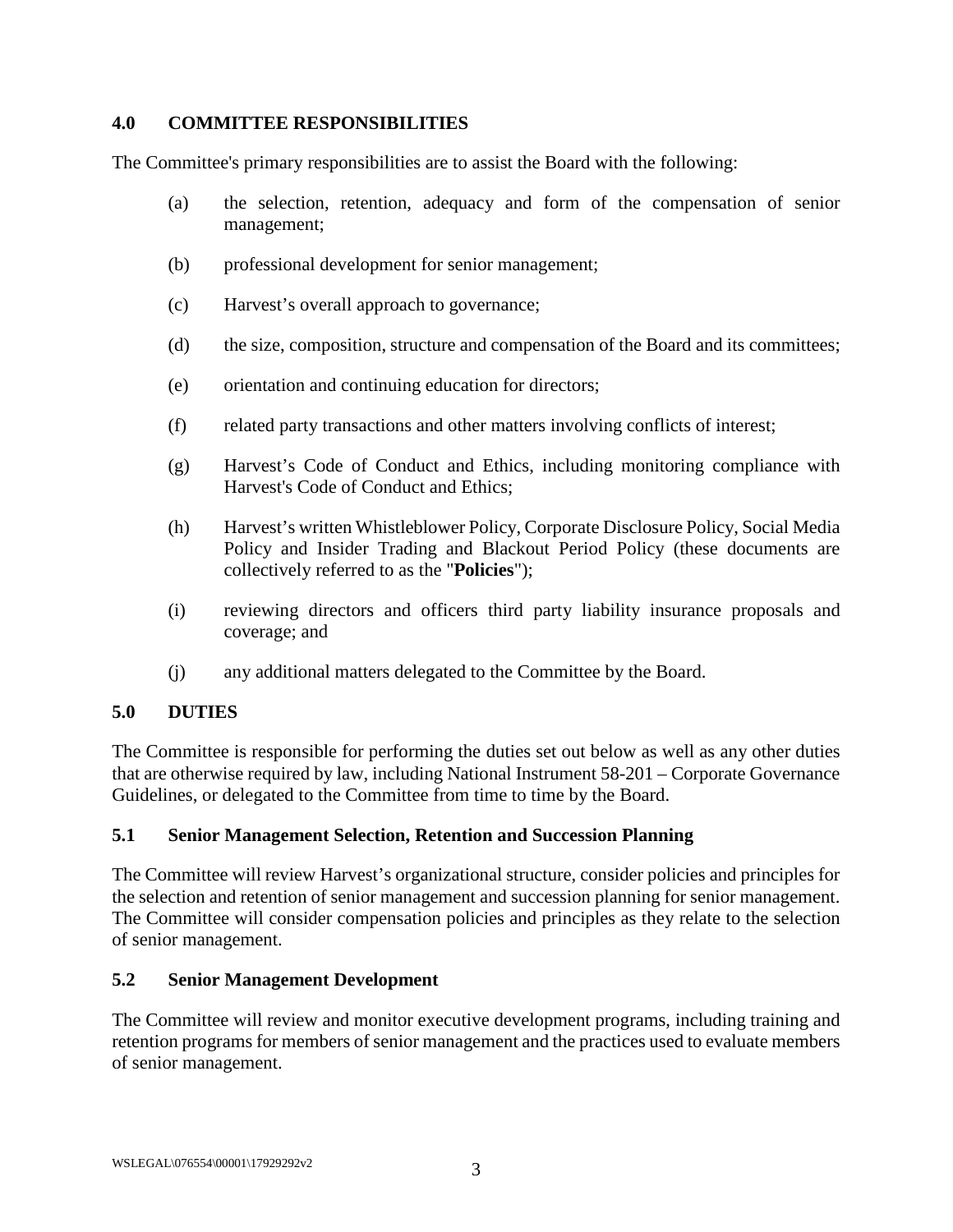## 4.0 COMMITTEE RESPONSIBILITIES

The Committee's primary responsibilities are to assist the Board with the following:

(a) the selection, retention, adequacy and form of the compensation of senior management;

(b) professional development for senior management;

(c) Harvest's overall approach to governance;

(d) the size, composition, structure and compensation of the Board and its committees;

(e) orientation and continuing education for directors;

(f) related party transactions and other matters involving conflicts of interest;

(g) Harvest's Code of Conduct and Ethics, including monitoring compliance with Harvest's Code of Conduct and Ethics;

(h) Harvest's written Whistleblower Policy, Corporate Disclosure Policy, Social Media Policy and Insider Trading and Blackout Period Policy (these documents are collectively referred to as the "**Policies**");

(i) reviewing directors and officers third party liability insurance proposals and coverage; and

(j) any additional matters delegated to the Committee by the Board.

## 5.0 DUTIES

The Committee is responsible for performing the duties set out below as well as any other duties that are otherwise required by law, including National Instrument 58-201 – Corporate Governance Guidelines, or delegated to the Committee from time to time by the Board.

### 5.1 Senior Management Selection, Retention and Succession Planning

The Committee will review Harvest's organizational structure, consider policies and principles for the selection and retention of senior management and succession planning for senior management. The Committee will consider compensation policies and principles as they relate to the selection of senior management.

### 5.2 Senior Management Development

The Committee will review and monitor executive development programs, including training and retention programs for members of senior management and the practices used to evaluate members of senior management.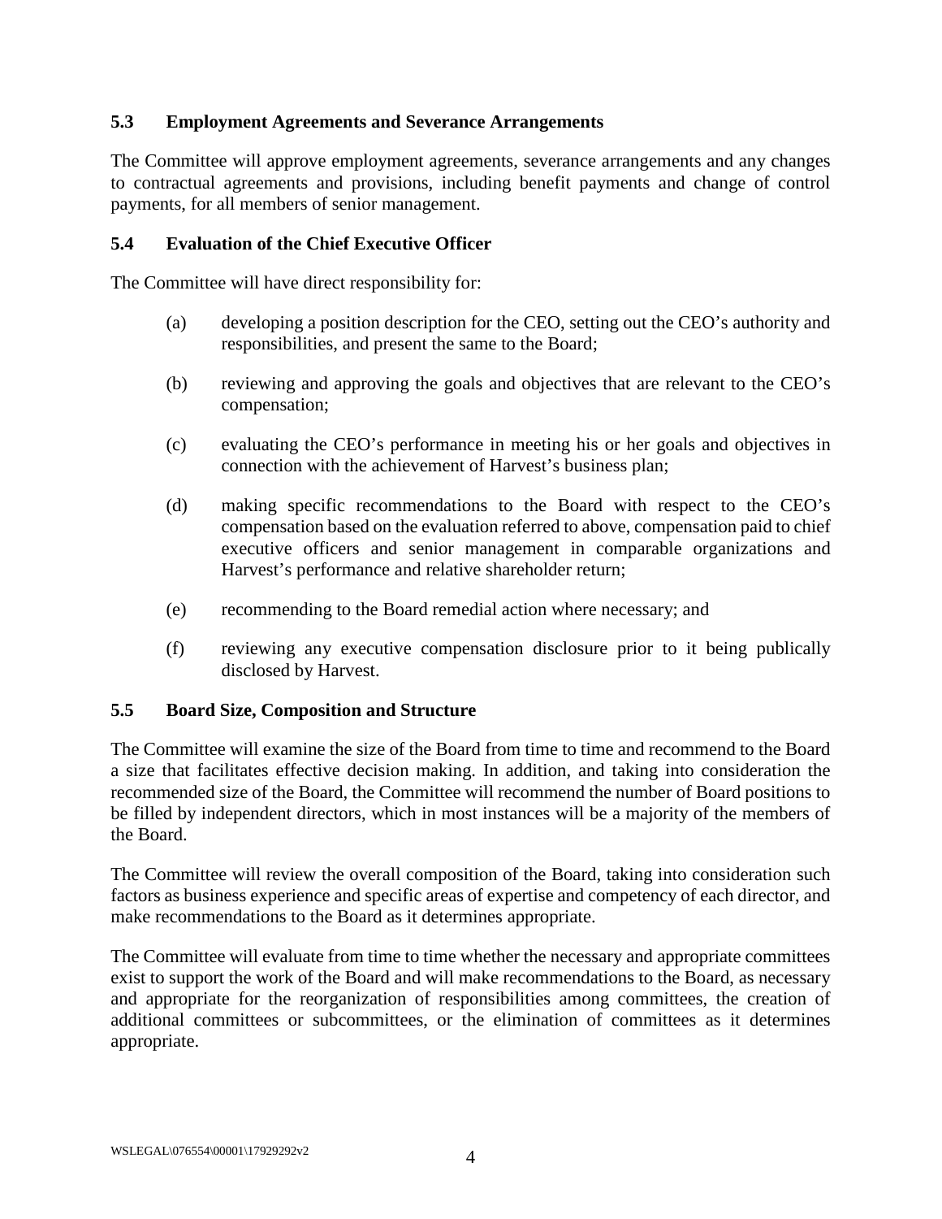### 5.3 Employment Agreements and Severance Arrangements

The Committee will approve employment agreements, severance arrangements and any changes to contractual agreements and provisions, including benefit payments and change of control payments, for all members of senior management.

### 5.4 Evaluation of the Chief Executive Officer

The Committee will have direct responsibility for:

(a) developing a position description for the CEO, setting out the CEO's authority and responsibilities, and present the same to the Board;

(b) reviewing and approving the goals and objectives that are relevant to the CEO's compensation;

(c) evaluating the CEO's performance in meeting his or her goals and objectives in connection with the achievement of Harvest's business plan;

(d) making specific recommendations to the Board with respect to the CEO's compensation based on the evaluation referred to above, compensation paid to chief executive officers and senior management in comparable organizations and Harvest's performance and relative shareholder return;

(e) recommending to the Board remedial action where necessary; and

(f) reviewing any executive compensation disclosure prior to it being publically disclosed by Harvest.

### 5.5 Board Size, Composition and Structure

The Committee will examine the size of the Board from time to time and recommend to the Board a size that facilitates effective decision making. In addition, and taking into consideration the recommended size of the Board, the Committee will recommend the number of Board positions to be filled by independent directors, which in most instances will be a majority of the members of the Board.

The Committee will review the overall composition of the Board, taking into consideration such factors as business experience and specific areas of expertise and competency of each director, and make recommendations to the Board as it determines appropriate.

The Committee will evaluate from time to time whether the necessary and appropriate committees exist to support the work of the Board and will make recommendations to the Board, as necessary and appropriate for the reorganization of responsibilities among committees, the creation of additional committees or subcommittees, or the elimination of committees as it determines appropriate.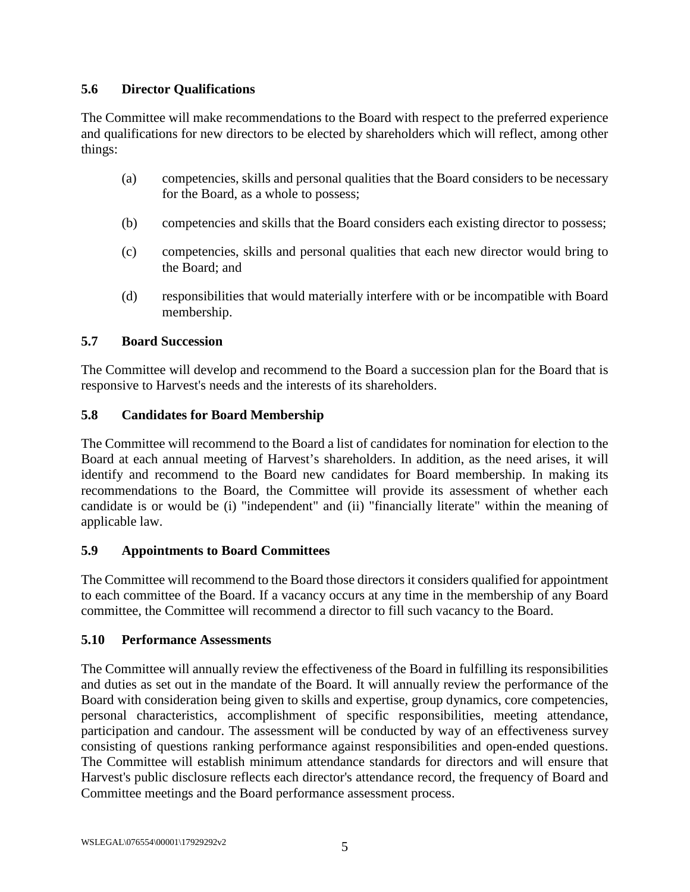### 5.6 Director Qualifications

The Committee will make recommendations to the Board with respect to the preferred experience and qualifications for new directors to be elected by shareholders which will reflect, among other things:

(a) competencies, skills and personal qualities that the Board considers to be necessary for the Board, as a whole to possess;

(b) competencies and skills that the Board considers each existing director to possess;

(c) competencies, skills and personal qualities that each new director would bring to the Board; and

(d) responsibilities that would materially interfere with or be incompatible with Board membership.

### 5.7 Board Succession

The Committee will develop and recommend to the Board a succession plan for the Board that is responsive to Harvest's needs and the interests of its shareholders.

### 5.8 Candidates for Board Membership

The Committee will recommend to the Board a list of candidates for nomination for election to the Board at each annual meeting of Harvest's shareholders. In addition, as the need arises, it will identify and recommend to the Board new candidates for Board membership. In making its recommendations to the Board, the Committee will provide its assessment of whether each candidate is or would be (i) "independent" and (ii) "financially literate" within the meaning of applicable law.

### 5.9 Appointments to Board Committees

The Committee will recommend to the Board those directors it considers qualified for appointment to each committee of the Board. If a vacancy occurs at any time in the membership of any Board committee, the Committee will recommend a director to fill such vacancy to the Board.

### 5.10 Performance Assessments

The Committee will annually review the effectiveness of the Board in fulfilling its responsibilities and duties as set out in the mandate of the Board. It will annually review the performance of the Board with consideration being given to skills and expertise, group dynamics, core competencies, personal characteristics, accomplishment of specific responsibilities, meeting attendance, participation and candour. The assessment will be conducted by way of an effectiveness survey consisting of questions ranking performance against responsibilities and open-ended questions. The Committee will establish minimum attendance standards for directors and will ensure that Harvest's public disclosure reflects each director's attendance record, the frequency of Board and Committee meetings and the Board performance assessment process.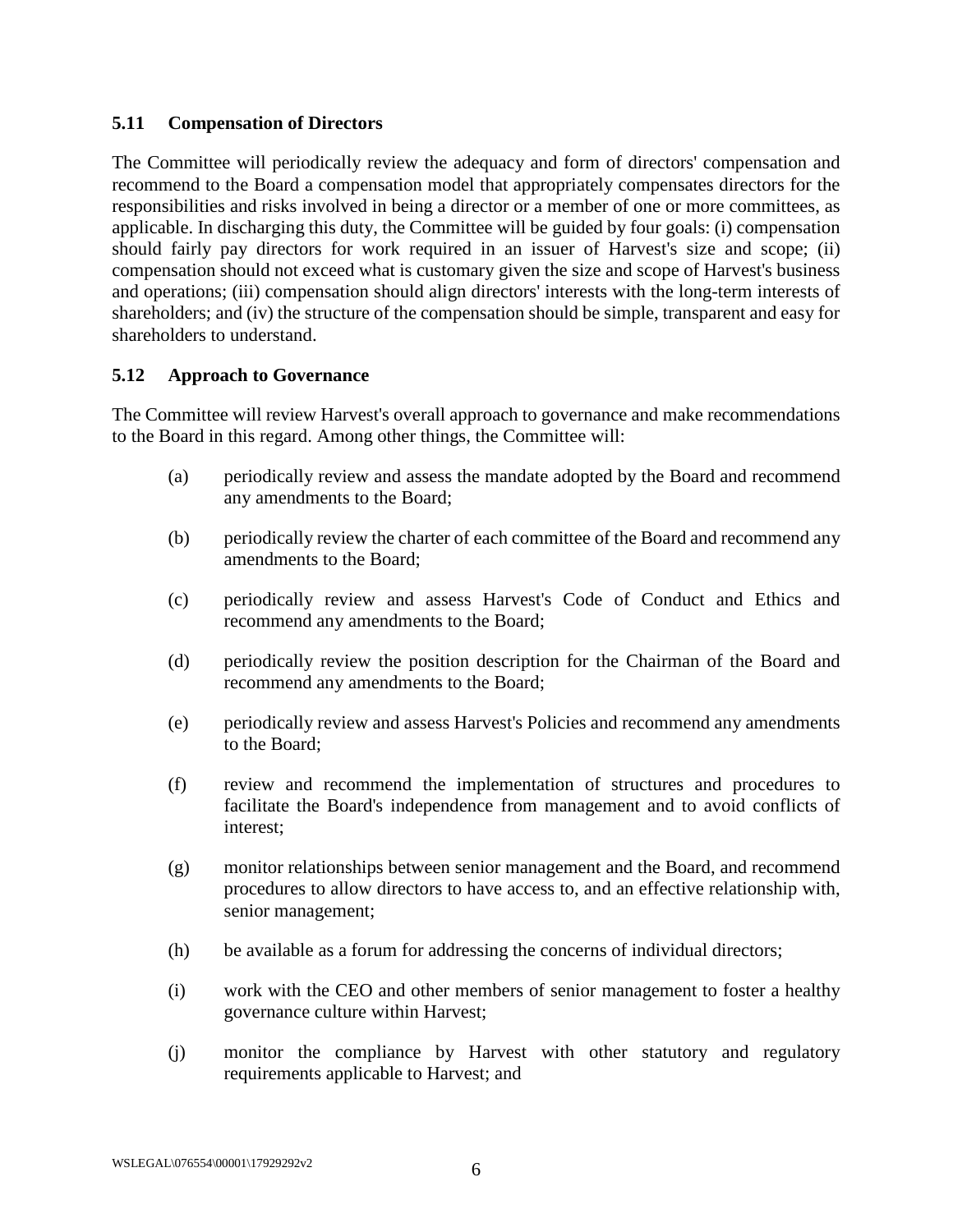### 5.11 Compensation of Directors

The Committee will periodically review the adequacy and form of directors' compensation and recommend to the Board a compensation model that appropriately compensates directors for the responsibilities and risks involved in being a director or a member of one or more committees, as applicable. In discharging this duty, the Committee will be guided by four goals: (i) compensation should fairly pay directors for work required in an issuer of Harvest's size and scope; (ii) compensation should not exceed what is customary given the size and scope of Harvest's business and operations; (iii) compensation should align directors' interests with the long-term interests of shareholders; and (iv) the structure of the compensation should be simple, transparent and easy for shareholders to understand.

### 5.12 Approach to Governance

The Committee will review Harvest's overall approach to governance and make recommendations to the Board in this regard. Among other things, the Committee will:

(a) periodically review and assess the mandate adopted by the Board and recommend any amendments to the Board;

(b) periodically review the charter of each committee of the Board and recommend any amendments to the Board;

(c) periodically review and assess Harvest's Code of Conduct and Ethics and recommend any amendments to the Board;

(d) periodically review the position description for the Chairman of the Board and recommend any amendments to the Board;

(e) periodically review and assess Harvest's Policies and recommend any amendments to the Board;

(f) review and recommend the implementation of structures and procedures to facilitate the Board's independence from management and to avoid conflicts of interest;

(g) monitor relationships between senior management and the Board, and recommend procedures to allow directors to have access to, and an effective relationship with, senior management;

(h) be available as a forum for addressing the concerns of individual directors;

(i) work with the CEO and other members of senior management to foster a healthy governance culture within Harvest;

(j) monitor the compliance by Harvest with other statutory and regulatory requirements applicable to Harvest; and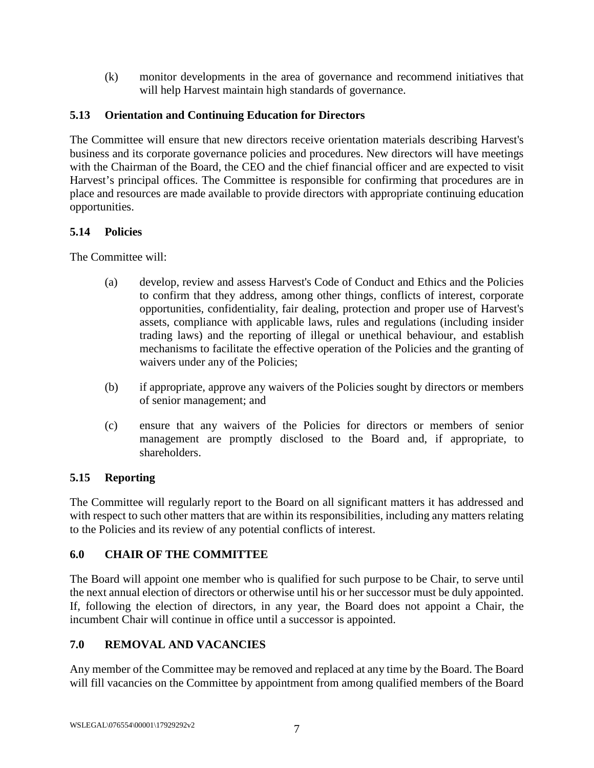(k) monitor developments in the area of governance and recommend initiatives that will help Harvest maintain high standards of governance.

### 5.13 Orientation and Continuing Education for Directors

The Committee will ensure that new directors receive orientation materials describing Harvest's business and its corporate governance policies and procedures. New directors will have meetings with the Chairman of the Board, the CEO and the chief financial officer and are expected to visit Harvest's principal offices. The Committee is responsible for confirming that procedures are in place and resources are made available to provide directors with appropriate continuing education opportunities.

### 5.14 Policies

The Committee will:

(a) develop, review and assess Harvest's Code of Conduct and Ethics and the Policies to confirm that they address, among other things, conflicts of interest, corporate opportunities, confidentiality, fair dealing, protection and proper use of Harvest's assets, compliance with applicable laws, rules and regulations (including insider trading laws) and the reporting of illegal or unethical behaviour, and establish mechanisms to facilitate the effective operation of the Policies and the granting of waivers under any of the Policies;

(b) if appropriate, approve any waivers of the Policies sought by directors or members of senior management; and

(c) ensure that any waivers of the Policies for directors or members of senior management are promptly disclosed to the Board and, if appropriate, to shareholders.

### 5.15 Reporting

The Committee will regularly report to the Board on all significant matters it has addressed and with respect to such other matters that are within its responsibilities, including any matters relating to the Policies and its review of any potential conflicts of interest.

## 6.0 CHAIR OF THE COMMITTEE

The Board will appoint one member who is qualified for such purpose to be Chair, to serve until the next annual election of directors or otherwise until his or her successor must be duly appointed. If, following the election of directors, in any year, the Board does not appoint a Chair, the incumbent Chair will continue in office until a successor is appointed.

## 7.0 REMOVAL AND VACANCIES

Any member of the Committee may be removed and replaced at any time by the Board. The Board will fill vacancies on the Committee by appointment from among qualified members of the Board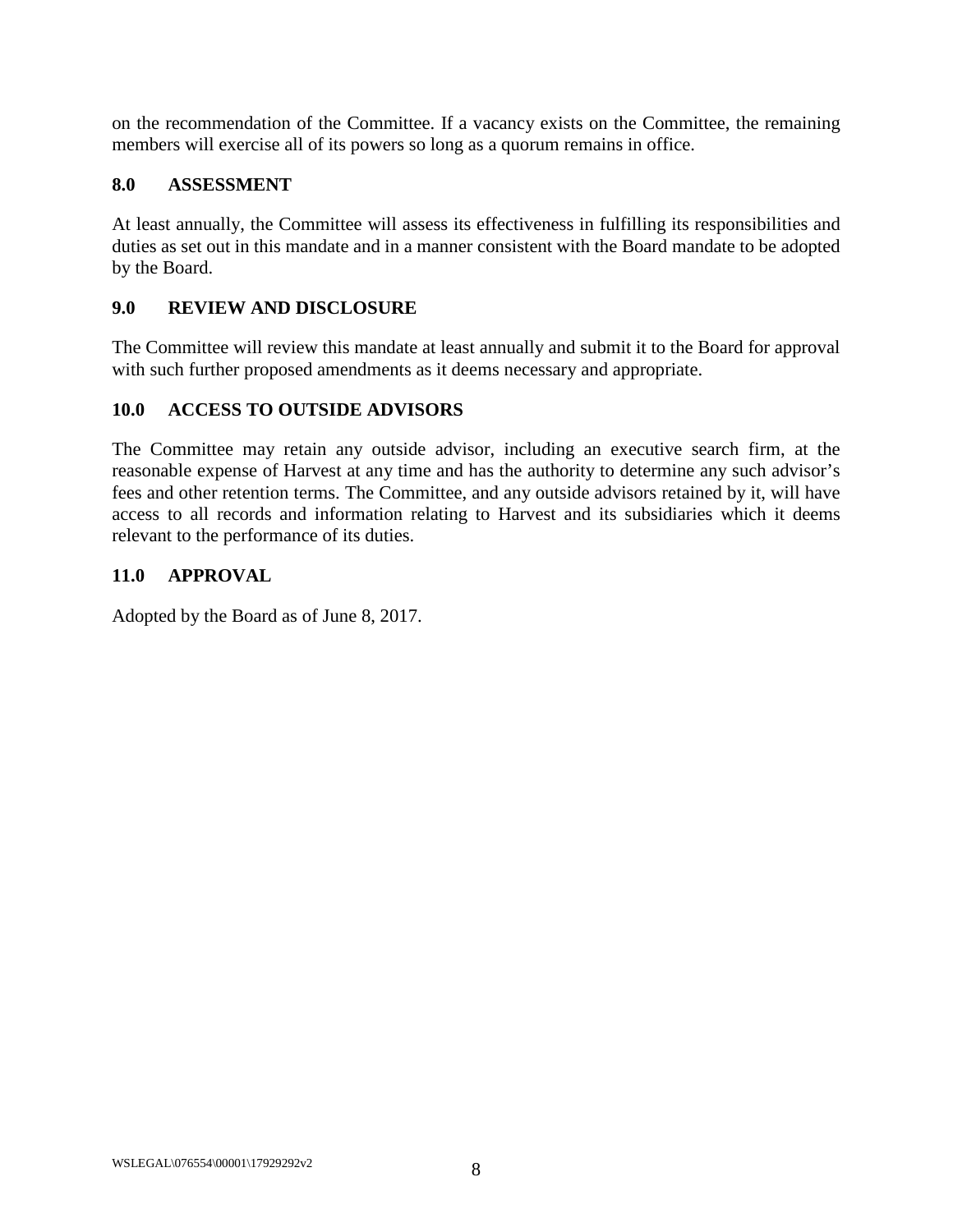on the recommendation of the Committee. If a vacancy exists on the Committee, the remaining members will exercise all of its powers so long as a quorum remains in office.

## 8.0 ASSESSMENT

At least annually, the Committee will assess its effectiveness in fulfilling its responsibilities and duties as set out in this mandate and in a manner consistent with the Board mandate to be adopted by the Board.

## 9.0 REVIEW AND DISCLOSURE

The Committee will review this mandate at least annually and submit it to the Board for approval with such further proposed amendments as it deems necessary and appropriate.

## 10.0 ACCESS TO OUTSIDE ADVISORS

The Committee may retain any outside advisor, including an executive search firm, at the reasonable expense of Harvest at any time and has the authority to determine any such advisor's fees and other retention terms. The Committee, and any outside advisors retained by it, will have access to all records and information relating to Harvest and its subsidiaries which it deems relevant to the performance of its duties.

## 11.0 APPROVAL

Adopted by the Board as of June 8, 2017.